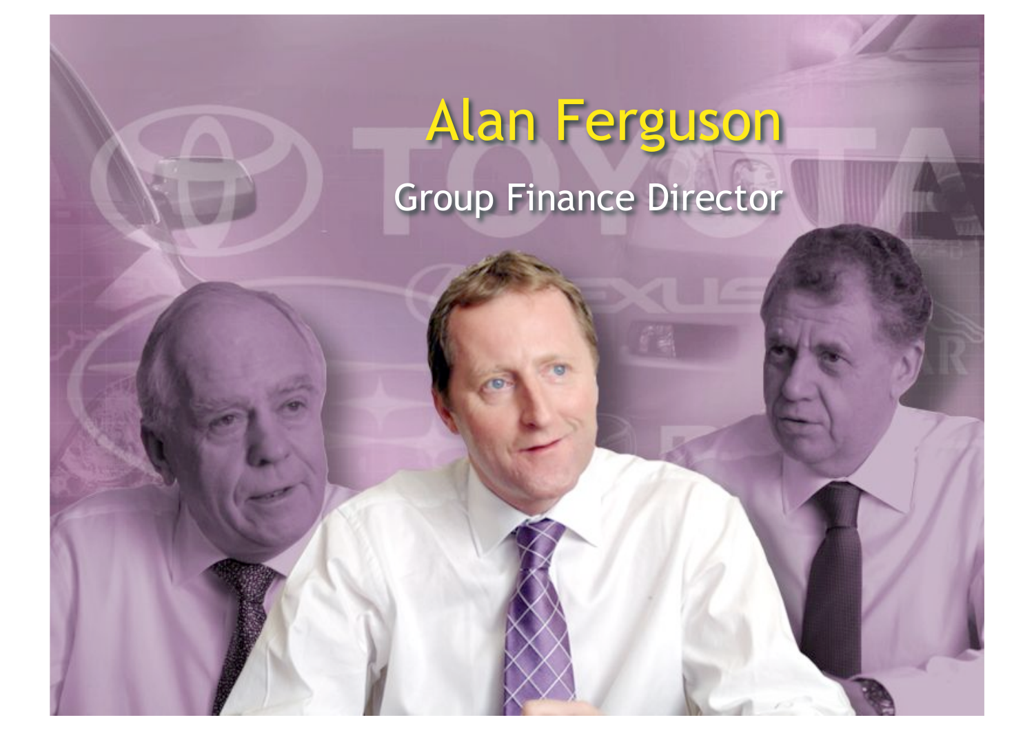# Alan Ferguson

## Group Finance Director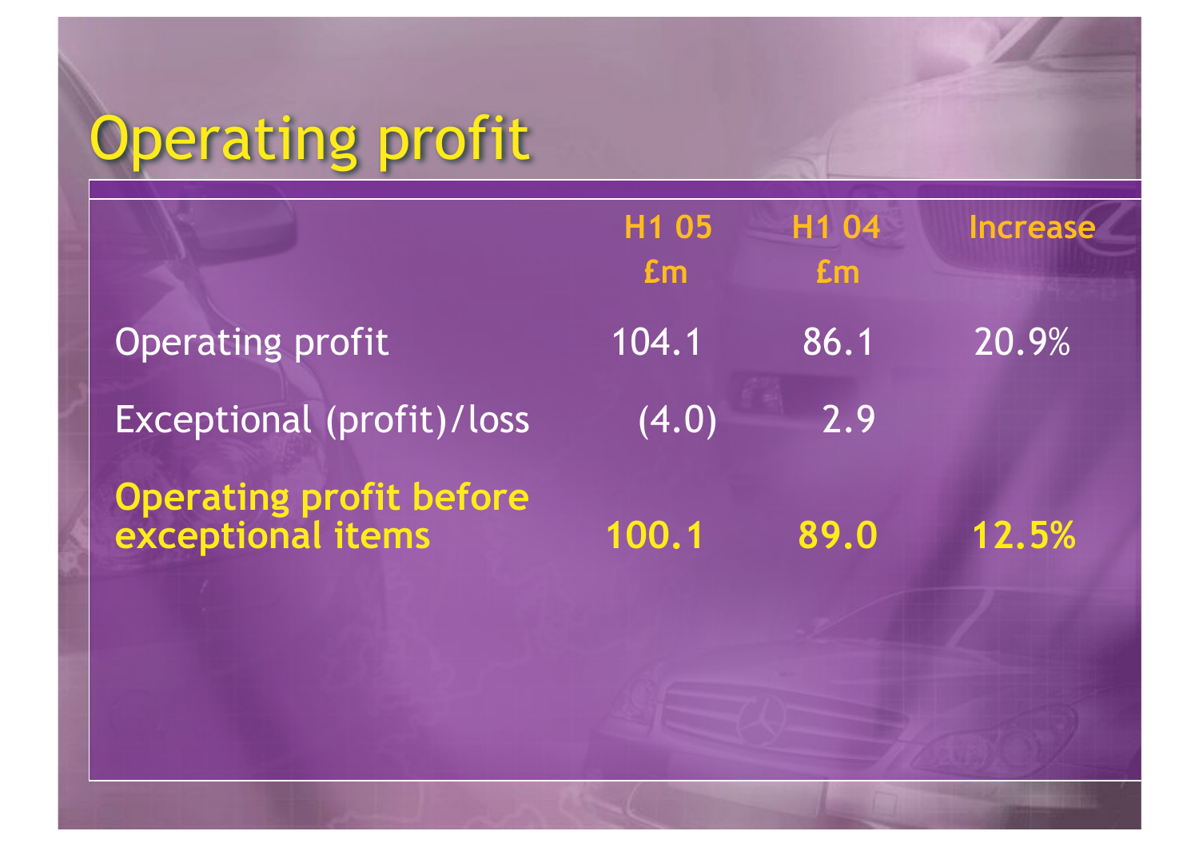# Operating profit

| | H1 05 £m | H1 04 £m | Increase |
|---|---|---|---|
| Operating profit | 104.1 | 86.1 | 20.9% |
| Exceptional (profit)/loss | (4.0) | 2.9 | |
| **Operating profit before exceptional items** | **100.1** | **89.0** | **12.5%** |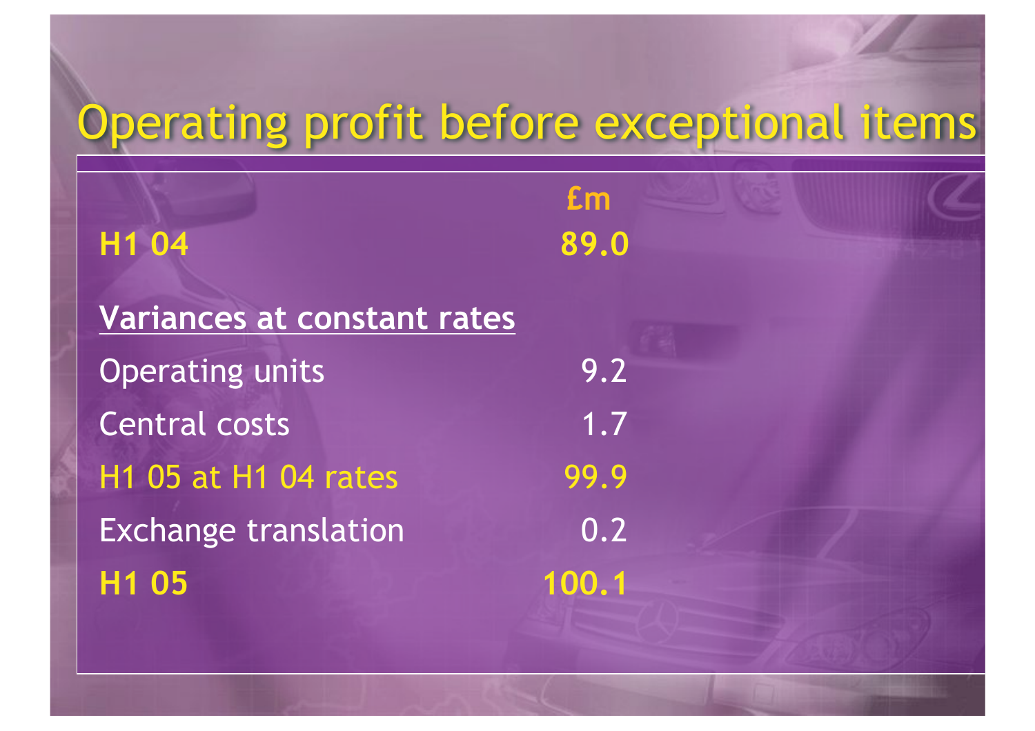# Operating profit before exceptional items

| | £m |
|---|---|
| **H1 04** | **89.0** |
| **Variances at constant rates** | |
| Operating units | 9.2 |
| Central costs | 1.7 |
| H1 05 at H1 04 rates | 99.9 |
| Exchange translation | 0.2 |
| **H1 05** | **100.1** |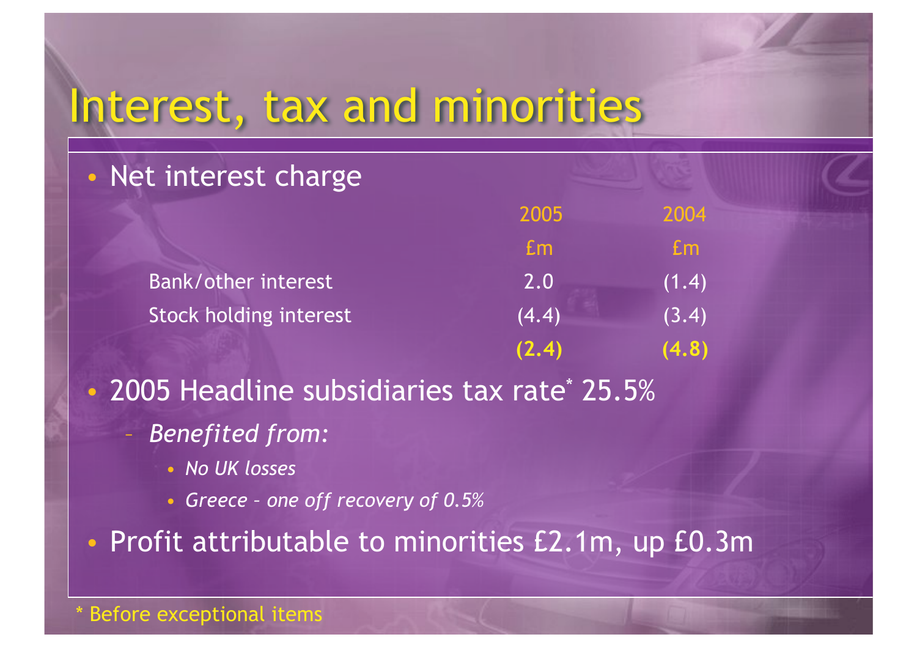# Interest, tax and minorities

- Net interest charge

| | 2005 | 2004 |
|---|---|---|
| | £m | £m |
| Bank/other interest | 2.0 | (1.4) |
| Stock holding interest | (4.4) | (3.4) |
| | **(2.4)** | **(4.8)** |

- 2005 Headline subsidiaries tax rate* 25.5%
  - *Benefited from:*
    - *No UK losses*
    - *Greece – one off recovery of 0.5%*
- Profit attributable to minorities £2.1m, up £0.3m

\* Before exceptional items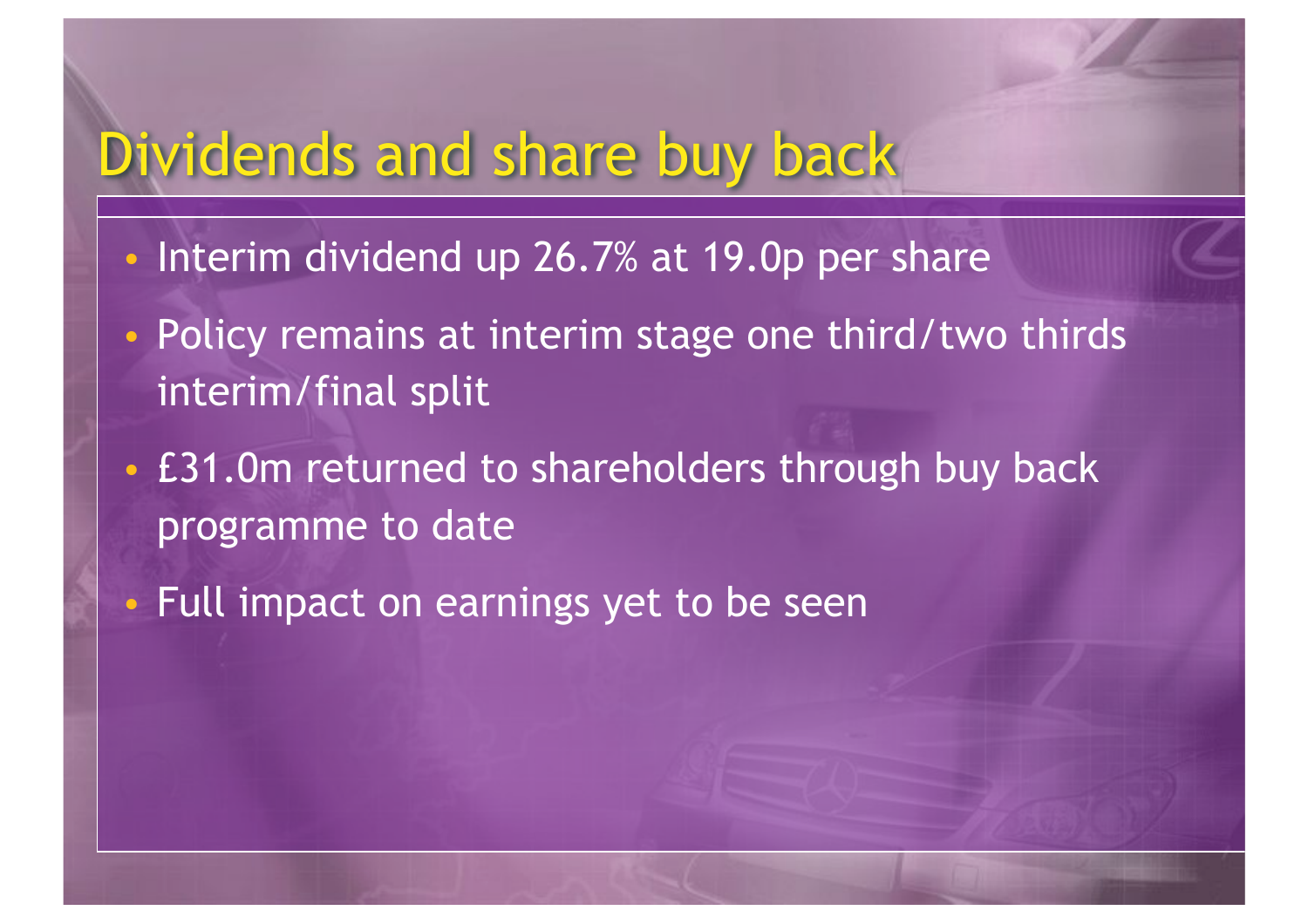# Dividends and share buy back

- Interim dividend up 26.7% at 19.0p per share
- Policy remains at interim stage one third/two thirds interim/final split
- £31.0m returned to shareholders through buy back programme to date
- Full impact on earnings yet to be seen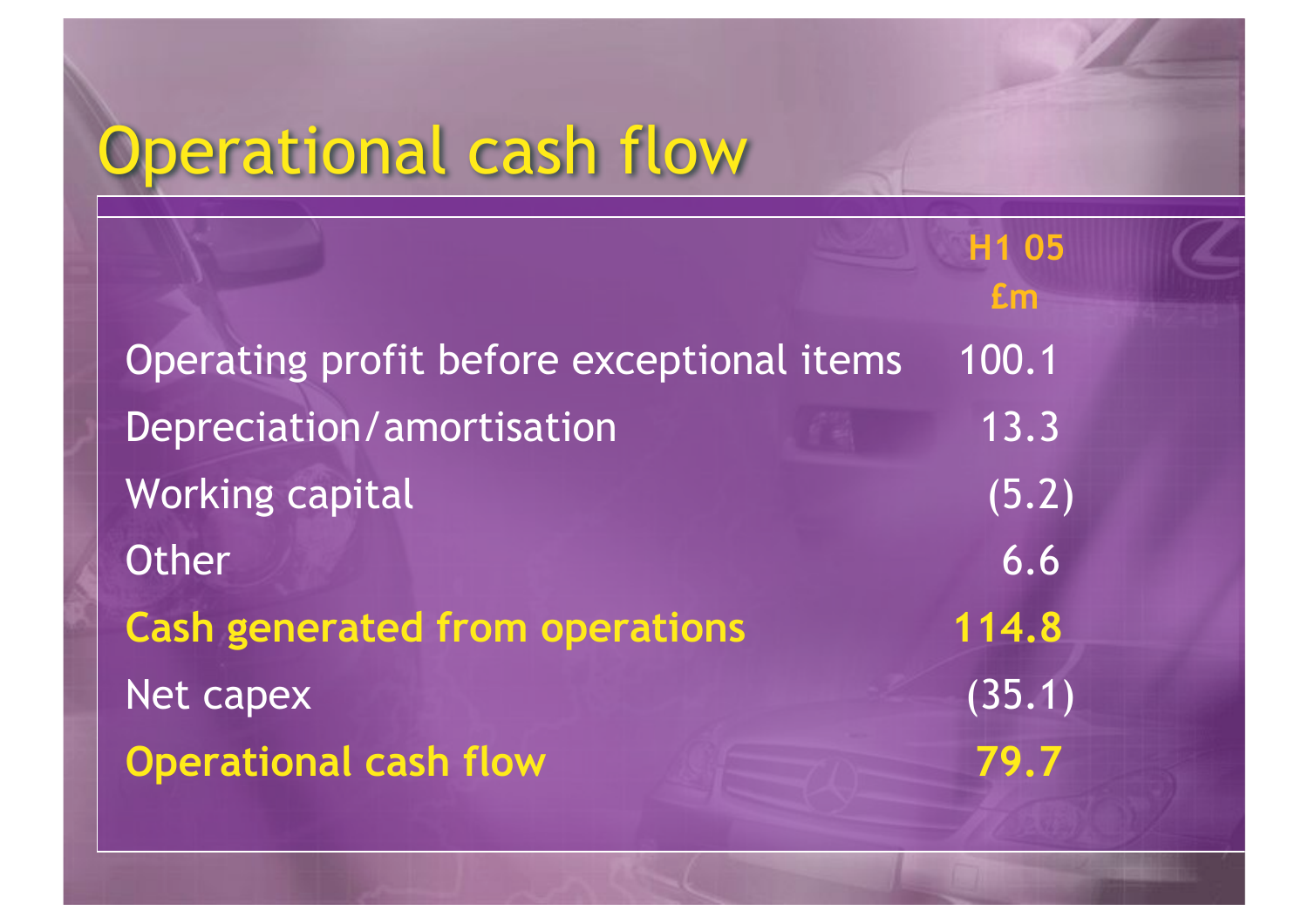# Operational cash flow

| | H1 05 £m |
| --- | --- |
| Operating profit before exceptional items | 100.1 |
| Depreciation/amortisation | 13.3 |
| Working capital | (5.2) |
| Other | 6.6 |
| **Cash generated from operations** | **114.8** |
| Net capex | (35.1) |
| **Operational cash flow** | **79.7** |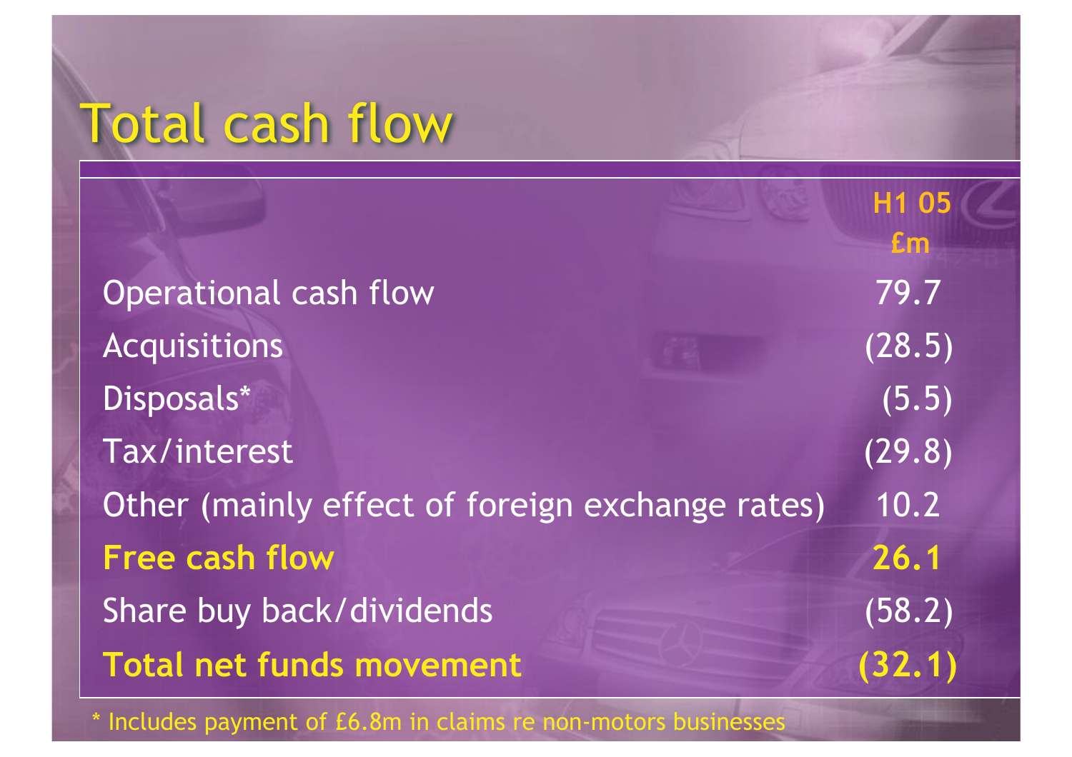# Total cash flow

| | H1 05 £m |
|---|---|
| Operational cash flow | 79.7 |
| Acquisitions | (28.5) |
| Disposals* | (5.5) |
| Tax/interest | (29.8) |
| Other (mainly effect of foreign exchange rates) | 10.2 |
| **Free cash flow** | **26.1** |
| Share buy back/dividends | (58.2) |
| **Total net funds movement** | **(32.1)** |

* Includes payment of £6.8m in claims re non-motors businesses